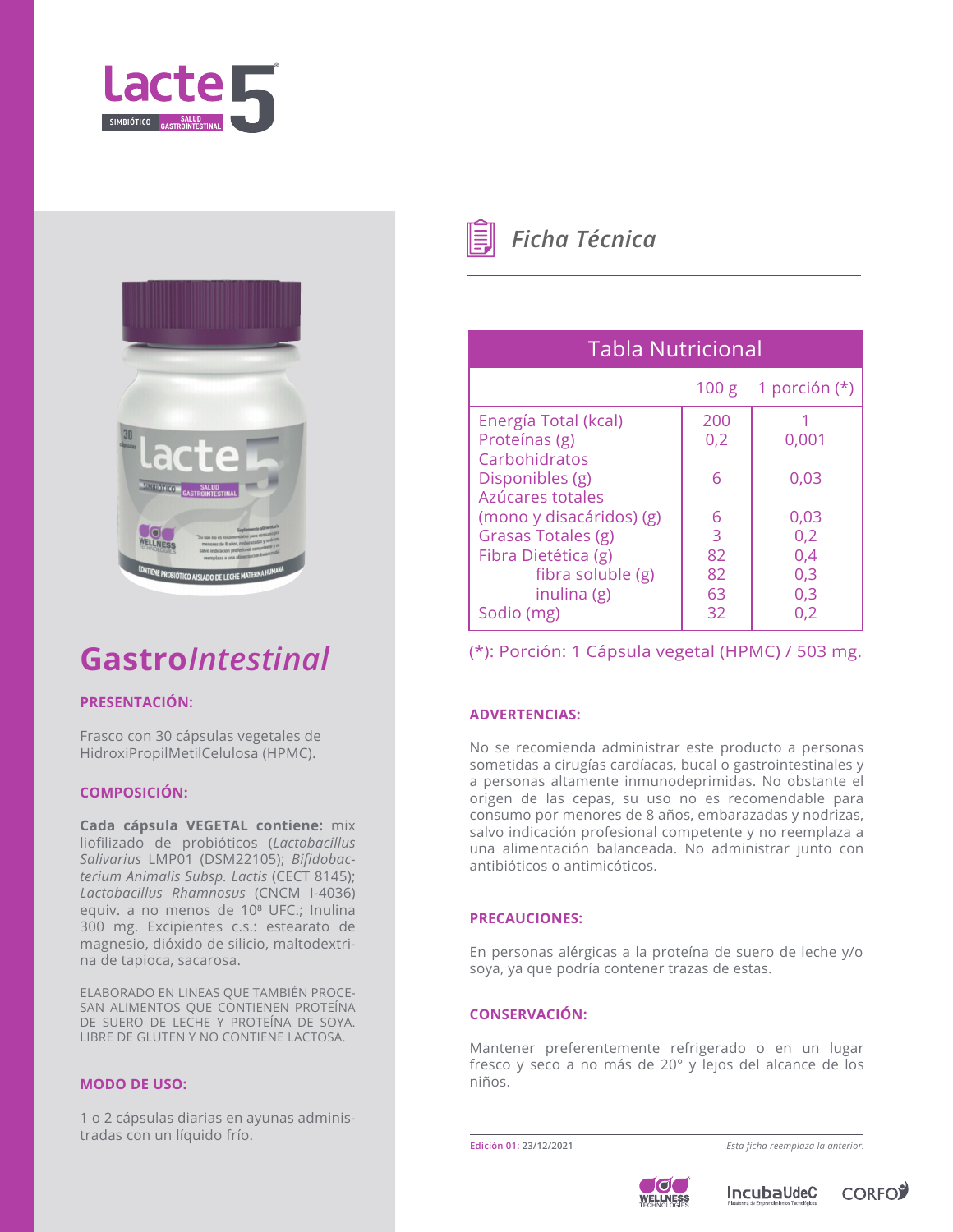# Lacte 5

SIMBIÓTICO | SALUD GASTROINTESTINAL

## Gastro*Intestinal*

### PRESENTACIÓN:

Frasco con 30 cápsulas vegetales de HidroxiPropilMetilCelulosa (HPMC).

### COMPOSICIÓN:

**Cada cápsula VEGETAL contiene:** mix liofilizado de probióticos (*Lactobacillus Salivarius* LMP01 (DSM22105); *Bifidobacterium Animalis Subsp. Lactis* (CECT 8145); *Lactobacillus Rhamnosus* (CNCM I-4036) equiv. a no menos de $10^8$ UFC.; Inulina 300 mg. Excipientes c.s.: estearato de magnesio, dióxido de silicio, maltodextrina de tapioca, sacarosa.

ELABORADO EN LINEAS QUE TAMBIÉN PROCESAN ALIMENTOS QUE CONTIENEN PROTEÍNA DE SUERO DE LECHE Y PROTEÍNA DE SOYA. LIBRE DE GLUTEN Y NO CONTIENE LACTOSA.

### MODO DE USO:

1 o 2 cápsulas diarias en ayunas administradas con un líquido frío.

## *Ficha Técnica*

### Tabla Nutricional

| | 100 g | 1 porción (*) |
|---|---|---|
| Energía Total (kcal) | 200 | 1 |
| Proteínas (g) | 0,2 | 0,001 |
| Carbohidratos Disponibles (g) | 6 | 0,03 |
| Azúcares totales (mono y disacáridos) (g) | 6 | 0,03 |
| Grasas Totales (g) | 3 | 0,2 |
| Fibra Dietética (g) | 82 | 0,4 |
| fibra soluble (g) | 82 | 0,3 |
| inulina (g) | 63 | 0,3 |
| Sodio (mg) | 32 | 0,2 |

(*): Porción: 1 Cápsula vegetal (HPMC) / 503 mg.

### ADVERTENCIAS:

No se recomienda administrar este producto a personas sometidas a cirugías cardíacas, bucal o gastrointestinales y a personas altamente inmunodeprimidas. No obstante el origen de las cepas, su uso no es recomendable para consumo por menores de 8 años, embarazadas y nodrizas, salvo indicación profesional competente y no reemplaza a una alimentación balanceada. No administrar junto con antibióticos o antimicóticos.

### PRECAUCIONES:

En personas alérgicas a la proteína de suero de leche y/o soya, ya que podría contener trazas de estas.

### CONSERVACIÓN:

Mantener preferentemente refrigerado o en un lugar fresco y seco a no más de 20° y lejos del alcance de los niños.

**Edición 01:** 23/12/2021

*Esta ficha reemplaza la anterior.*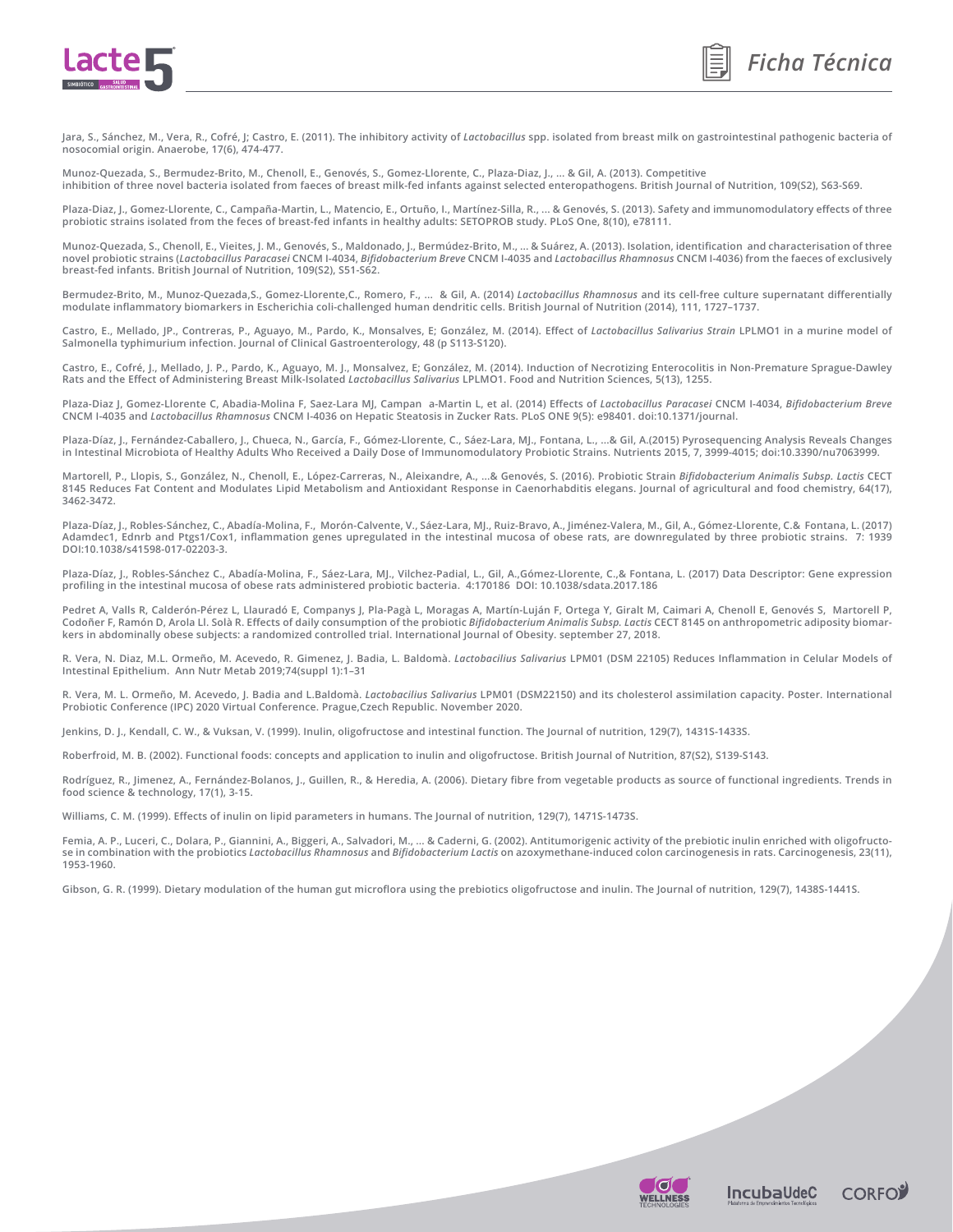Jara, S., Sánchez, M., Vera, R., Cofré, J; Castro, E. (2011). The inhibitory activity of *Lactobacillus* spp. isolated from breast milk on gastrointestinal pathogenic bacteria of nosocomial origin. Anaerobe, 17(6), 474-477.

Munoz-Quezada, S., Bermudez-Brito, M., Chenoll, E., Genovés, S., Gomez-Llorente, C., Plaza-Diaz, J., ... & Gil, A. (2013). Competitive inhibition of three novel bacteria isolated from faeces of breast milk-fed infants against selected enteropathogens. British Journal of Nutrition, 109(S2), S63-S69.

Plaza-Diaz, J., Gomez-Llorente, C., Campaña-Martin, L., Matencio, E., Ortuño, I., Martínez-Silla, R., ... & Genovés, S. (2013). Safety and immunomodulatory effects of three probiotic strains isolated from the feces of breast-fed infants in healthy adults: SETOPROB study. PLoS One, 8(10), e78111.

Munoz-Quezada, S., Chenoll, E., Vieites, J. M., Genovés, S., Maldonado, J., Bermúdez-Brito, M., ... & Suárez, A. (2013). Isolation, identification and characterisation of three novel probiotic strains (*Lactobacillus Paracasei* CNCM I-4034, *Bifidobacterium Breve* CNCM I-4035 and *Lactobacillus Rhamnosus* CNCM I-4036) from the faeces of exclusively breast-fed infants. British Journal of Nutrition, 109(S2), S51-S62.

Bermudez-Brito, M., Munoz-Quezada,S., Gomez-Llorente,C., Romero, F., ... & Gil, A. (2014) *Lactobacillus Rhamnosus* and its cell-free culture supernatant differentially modulate inflammatory biomarkers in Escherichia coli-challenged human dendritic cells. British Journal of Nutrition (2014), 111, 1727–1737.

Castro, E., Mellado, JP., Contreras, P., Aguayo, M., Pardo, K., Monsalves, E; González, M. (2014). Effect of *Lactobacillus Salivarius Strain* LPLMO1 in a murine model of Salmonella typhimurium infection. Journal of Clinical Gastroenterology, 48 (p S113-S120).

Castro, E., Cofré, J., Mellado, J. P., Pardo, K., Aguayo, M. J., Monsalvez, E; González, M. (2014). Induction of Necrotizing Enterocolitis in Non-Premature Sprague-Dawley Rats and the Effect of Administering Breast Milk-Isolated *Lactobacillus Salivarius* LPLMO1. Food and Nutrition Sciences, 5(13), 1255.

Plaza-Diaz J, Gomez-Llorente C, Abadia-Molina F, Saez-Lara MJ, Campan a-Martin L, et al. (2014) Effects of *Lactobacillus Paracasei* CNCM I-4034, *Bifidobacterium Breve* CNCM I-4035 and *Lactobacillus Rhamnosus* CNCM I-4036 on Hepatic Steatosis in Zucker Rats. PLoS ONE 9(5): e98401. doi:10.1371/journal.

Plaza-Díaz, J., Fernández-Caballero, J., Chueca, N., García, F., Gómez-Llorente, C., Sáez-Lara, MJ., Fontana, L., ...& Gil, A.(2015) Pyrosequencing Analysis Reveals Changes in Intestinal Microbiota of Healthy Adults Who Received a Daily Dose of Immunomodulatory Probiotic Strains. Nutrients 2015, 7, 3999-4015; doi:10.3390/nu7063999.

Martorell, P., Llopis, S., González, N., Chenoll, E., López-Carreras, N., Aleixandre, A., ...& Genovés, S. (2016). Probiotic Strain *Bifidobacterium Animalis Subsp. Lactis* CECT 8145 Reduces Fat Content and Modulates Lipid Metabolism and Antioxidant Response in Caenorhabditis elegans. Journal of agricultural and food chemistry, 64(17), 3462-3472.

Plaza-Díaz, J., Robles-Sánchez, C., Abadía-Molina, F., Morón-Calvente, V., Sáez-Lara, MJ., Ruiz-Bravo, A., Jiménez-Valera, M., Gil, A., Gómez-Llorente, C.& Fontana, L. (2017) Adamdec1, Ednrb and Ptgs1/Cox1, inflammation genes upregulated in the intestinal mucosa of obese rats, are downregulated by three probiotic strains. 7: 1939 DOI:10.1038/s41598-017-02203-3.

Plaza-Díaz, J., Robles-Sánchez C., Abadía-Molina, F., Sáez-Lara, MJ., Vilchez-Padial, L., Gil, A.,Gómez-Llorente, C.,& Fontana, L. (2017) Data Descriptor: Gene expression profiling in the intestinal mucosa of obese rats administered probiotic bacteria. 4:170186 DOI: 10.1038/sdata.2017.186

Pedret A, Valls R, Calderón-Pérez L, Llauradó E, Companys J, Pla-Pagà L, Moragas A, Martín-Luján F, Ortega Y, Giralt M, Caimari A, Chenoll E, Genovés S, Martorell P, Codoñer F, Ramón D, Arola Ll. Solà R. Effects of daily consumption of the probiotic *Bifidobacterium Animalis Subsp. Lactis* CECT 8145 on anthropometric adiposity biomarkers in abdominally obese subjects: a randomized controlled trial. International Journal of Obesity. september 27, 2018.

R. Vera, N. Diaz, M.L. Ormeño, M. Acevedo, R. Gimenez, J. Badia, L. Baldomà. *Lactobacilius Salivarius* LPM01 (DSM 22105) Reduces Inflammation in Celular Models of Intestinal Epithelium. Ann Nutr Metab 2019;74(suppl 1):1–31

R. Vera, M. L. Ormeño, M. Acevedo, J. Badia and L.Baldomà. *Lactobacilius Salivarius* LPM01 (DSM22150) and its cholesterol assimilation capacity. Poster. International Probiotic Conference (IPC) 2020 Virtual Conference. Prague,Czech Republic. November 2020.

Jenkins, D. J., Kendall, C. W., & Vuksan, V. (1999). Inulin, oligofructose and intestinal function. The Journal of nutrition, 129(7), 1431S-1433S.

Roberfroid, M. B. (2002). Functional foods: concepts and application to inulin and oligofructose. British Journal of Nutrition, 87(S2), S139-S143.

Rodríguez, R., Jimenez, A., Fernández-Bolanos, J., Guillen, R., & Heredia, A. (2006). Dietary fibre from vegetable products as source of functional ingredients. Trends in food science & technology, 17(1), 3-15.

Williams, C. M. (1999). Effects of inulin on lipid parameters in humans. The Journal of nutrition, 129(7), 1471S-1473S.

Femia, A. P., Luceri, C., Dolara, P., Giannini, A., Biggeri, A., Salvadori, M., ... & Caderni, G. (2002). Antitumorigenic activity of the prebiotic inulin enriched with oligofructose in combination with the probiotics *Lactobacillus Rhamnosus* and *Bifidobacterium Lactis* on azoxymethane-induced colon carcinogenesis in rats. Carcinogenesis, 23(11), 1953-1960.

Gibson, G. R. (1999). Dietary modulation of the human gut microflora using the prebiotics oligofructose and inulin. The Journal of nutrition, 129(7), 1438S-1441S.